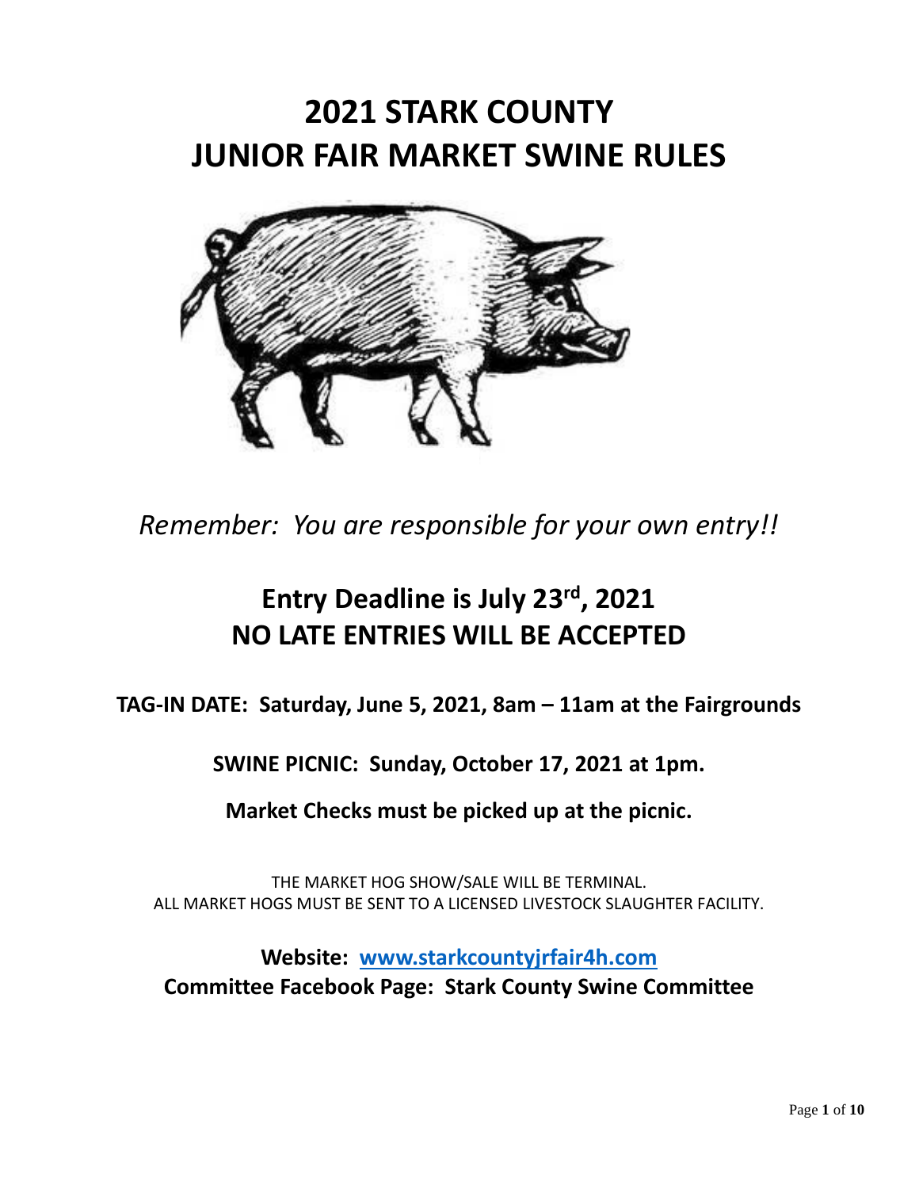# 2021 STARK COUNTY
# JUNIOR FAIR MARKET SWINE RULES

*Remember: You are responsible for your own entry!!*

## Entry Deadline is July 23rd, 2021
## NO LATE ENTRIES WILL BE ACCEPTED

**TAG-IN DATE: Saturday, June 5, 2021, 8am – 11am at the Fairgrounds**

**SWINE PICNIC: Sunday, October 17, 2021 at 1pm.**

**Market Checks must be picked up at the picnic.**

THE MARKET HOG SHOW/SALE WILL BE TERMINAL.
ALL MARKET HOGS MUST BE SENT TO A LICENSED LIVESTOCK SLAUGHTER FACILITY.

**Website: www.starkcountyjrfair4h.com**
**Committee Facebook Page: Stark County Swine Committee**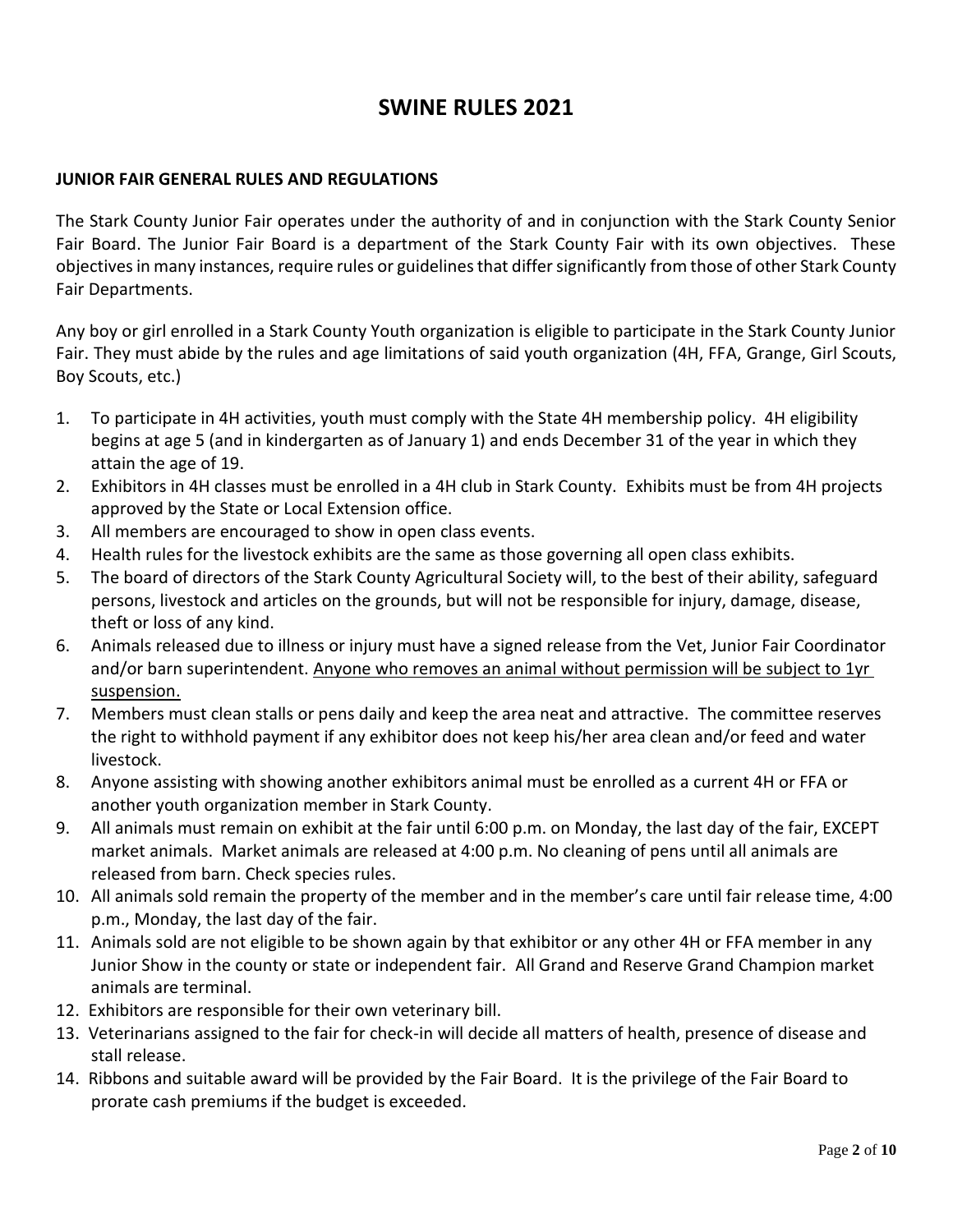# SWINE RULES 2021

**JUNIOR FAIR GENERAL RULES AND REGULATIONS**

The Stark County Junior Fair operates under the authority of and in conjunction with the Stark County Senior Fair Board. The Junior Fair Board is a department of the Stark County Fair with its own objectives. These objectives in many instances, require rules or guidelines that differ significantly from those of other Stark County Fair Departments.

Any boy or girl enrolled in a Stark County Youth organization is eligible to participate in the Stark County Junior Fair. They must abide by the rules and age limitations of said youth organization (4H, FFA, Grange, Girl Scouts, Boy Scouts, etc.)

1. To participate in 4H activities, youth must comply with the State 4H membership policy. 4H eligibility begins at age 5 (and in kindergarten as of January 1) and ends December 31 of the year in which they attain the age of 19.
2. Exhibitors in 4H classes must be enrolled in a 4H club in Stark County. Exhibits must be from 4H projects approved by the State or Local Extension office.
3. All members are encouraged to show in open class events.
4. Health rules for the livestock exhibits are the same as those governing all open class exhibits.
5. The board of directors of the Stark County Agricultural Society will, to the best of their ability, safeguard persons, livestock and articles on the grounds, but will not be responsible for injury, damage, disease, theft or loss of any kind.
6. Animals released due to illness or injury must have a signed release from the Vet, Junior Fair Coordinator and/or barn superintendent. <u>Anyone who removes an animal without permission will be subject to 1yr suspension.</u>
7. Members must clean stalls or pens daily and keep the area neat and attractive. The committee reserves the right to withhold payment if any exhibitor does not keep his/her area clean and/or feed and water livestock.
8. Anyone assisting with showing another exhibitors animal must be enrolled as a current 4H or FFA or another youth organization member in Stark County.
9. All animals must remain on exhibit at the fair until 6:00 p.m. on Monday, the last day of the fair, EXCEPT market animals. Market animals are released at 4:00 p.m. No cleaning of pens until all animals are released from barn. Check species rules.
10. All animals sold remain the property of the member and in the member's care until fair release time, 4:00 p.m., Monday, the last day of the fair.
11. Animals sold are not eligible to be shown again by that exhibitor or any other 4H or FFA member in any Junior Show in the county or state or independent fair. All Grand and Reserve Grand Champion market animals are terminal.
12. Exhibitors are responsible for their own veterinary bill.
13. Veterinarians assigned to the fair for check-in will decide all matters of health, presence of disease and stall release.
14. Ribbons and suitable award will be provided by the Fair Board. It is the privilege of the Fair Board to prorate cash premiums if the budget is exceeded.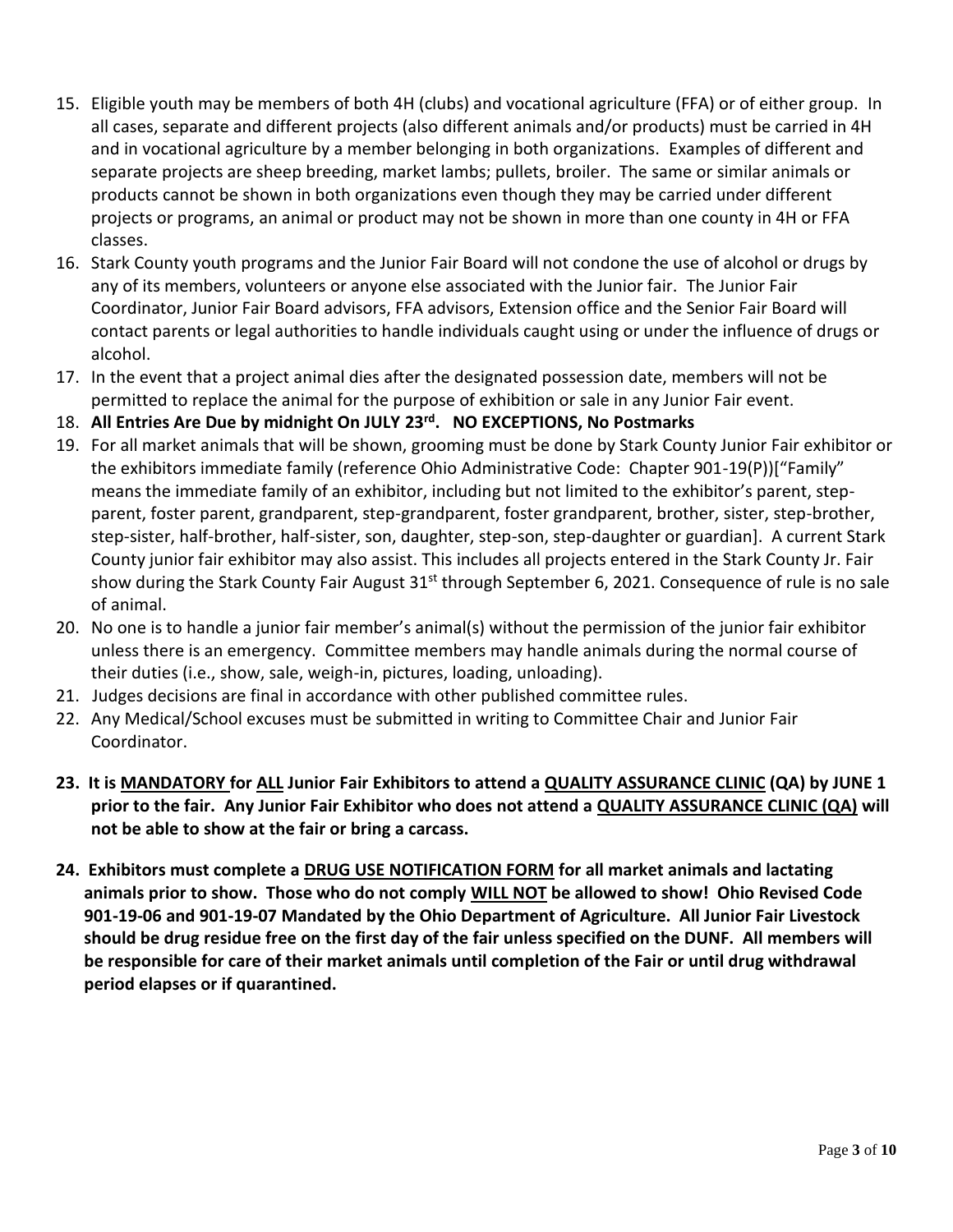15. Eligible youth may be members of both 4H (clubs) and vocational agriculture (FFA) or of either group. In all cases, separate and different projects (also different animals and/or products) must be carried in 4H and in vocational agriculture by a member belonging in both organizations. Examples of different and separate projects are sheep breeding, market lambs; pullets, broiler. The same or similar animals or products cannot be shown in both organizations even though they may be carried under different projects or programs, an animal or product may not be shown in more than one county in 4H or FFA classes.
16. Stark County youth programs and the Junior Fair Board will not condone the use of alcohol or drugs by any of its members, volunteers or anyone else associated with the Junior fair. The Junior Fair Coordinator, Junior Fair Board advisors, FFA advisors, Extension office and the Senior Fair Board will contact parents or legal authorities to handle individuals caught using or under the influence of drugs or alcohol.
17. In the event that a project animal dies after the designated possession date, members will not be permitted to replace the animal for the purpose of exhibition or sale in any Junior Fair event.
18. **All Entries Are Due by midnight On JULY 23rd. NO EXCEPTIONS, No Postmarks**
19. For all market animals that will be shown, grooming must be done by Stark County Junior Fair exhibitor or the exhibitors immediate family (reference Ohio Administrative Code: Chapter 901-19(P))["Family" means the immediate family of an exhibitor, including but not limited to the exhibitor's parent, step-parent, foster parent, grandparent, step-grandparent, foster grandparent, brother, sister, step-brother, step-sister, half-brother, half-sister, son, daughter, step-son, step-daughter or guardian]. A current Stark County junior fair exhibitor may also assist. This includes all projects entered in the Stark County Jr. Fair show during the Stark County Fair August 31st through September 6, 2021. Consequence of rule is no sale of animal.
20. No one is to handle a junior fair member's animal(s) without the permission of the junior fair exhibitor unless there is an emergency. Committee members may handle animals during the normal course of their duties (i.e., show, sale, weigh-in, pictures, loading, unloading).
21. Judges decisions are final in accordance with other published committee rules.
22. Any Medical/School excuses must be submitted in writing to Committee Chair and Junior Fair Coordinator.
23. **It is MANDATORY for ALL Junior Fair Exhibitors to attend a QUALITY ASSURANCE CLINIC (QA) by JUNE 1 prior to the fair. Any Junior Fair Exhibitor who does not attend a QUALITY ASSURANCE CLINIC (QA) will not be able to show at the fair or bring a carcass.**
24. **Exhibitors must complete a DRUG USE NOTIFICATION FORM for all market animals and lactating animals prior to show. Those who do not comply WILL NOT be allowed to show! Ohio Revised Code 901-19-06 and 901-19-07 Mandated by the Ohio Department of Agriculture. All Junior Fair Livestock should be drug residue free on the first day of the fair unless specified on the DUNF. All members will be responsible for care of their market animals until completion of the Fair or until drug withdrawal period elapses or if quarantined.**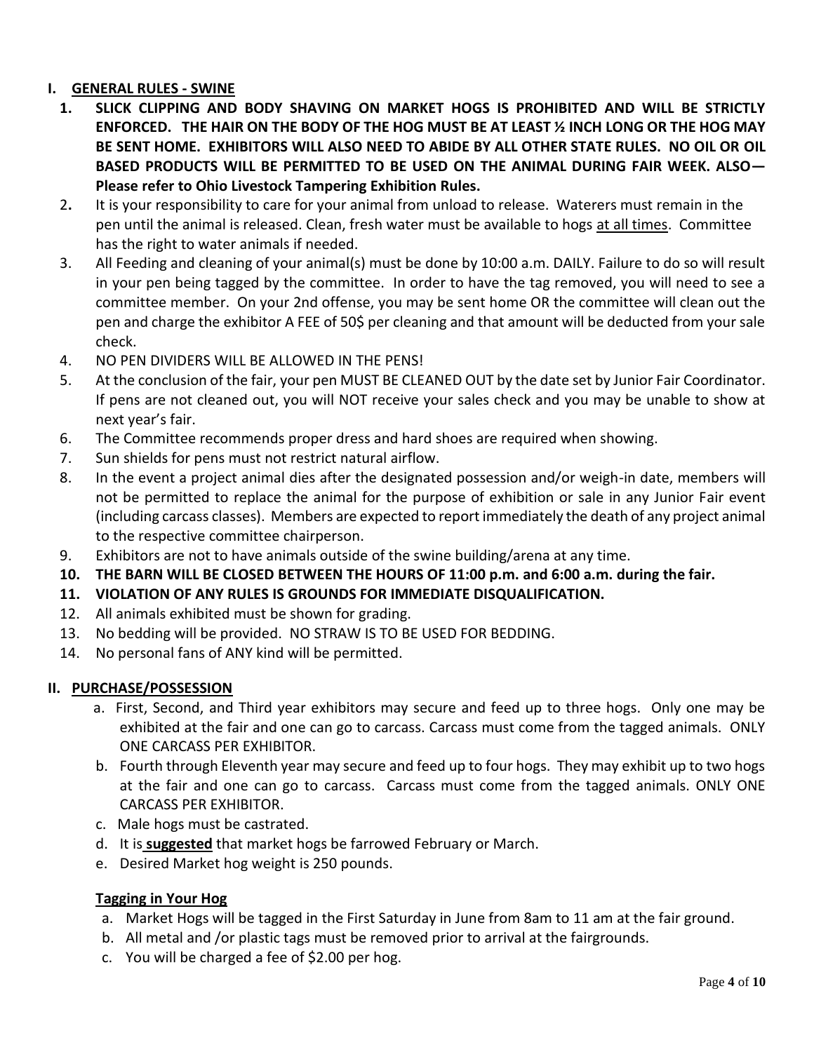## I. GENERAL RULES - SWINE

1. **SLICK CLIPPING AND BODY SHAVING ON MARKET HOGS IS PROHIBITED AND WILL BE STRICTLY ENFORCED. THE HAIR ON THE BODY OF THE HOG MUST BE AT LEAST ½ INCH LONG OR THE HOG MAY BE SENT HOME. EXHIBITORS WILL ALSO NEED TO ABIDE BY ALL OTHER STATE RULES. NO OIL OR OIL BASED PRODUCTS WILL BE PERMITTED TO BE USED ON THE ANIMAL DURING FAIR WEEK. ALSO— Please refer to Ohio Livestock Tampering Exhibition Rules.**
2. It is your responsibility to care for your animal from unload to release. Waterers must remain in the pen until the animal is released. Clean, fresh water must be available to hogs at all times. Committee has the right to water animals if needed.
3. All Feeding and cleaning of your animal(s) must be done by 10:00 a.m. DAILY. Failure to do so will result in your pen being tagged by the committee. In order to have the tag removed, you will need to see a committee member. On your 2nd offense, you may be sent home OR the committee will clean out the pen and charge the exhibitor A FEE of 50$ per cleaning and that amount will be deducted from your sale check.
4. NO PEN DIVIDERS WILL BE ALLOWED IN THE PENS!
5. At the conclusion of the fair, your pen MUST BE CLEANED OUT by the date set by Junior Fair Coordinator. If pens are not cleaned out, you will NOT receive your sales check and you may be unable to show at next year's fair.
6. The Committee recommends proper dress and hard shoes are required when showing.
7. Sun shields for pens must not restrict natural airflow.
8. In the event a project animal dies after the designated possession and/or weigh-in date, members will not be permitted to replace the animal for the purpose of exhibition or sale in any Junior Fair event (including carcass classes). Members are expected to report immediately the death of any project animal to the respective committee chairperson.
9. Exhibitors are not to have animals outside of the swine building/arena at any time.
10. **THE BARN WILL BE CLOSED BETWEEN THE HOURS OF 11:00 p.m. and 6:00 a.m. during the fair.**
11. **VIOLATION OF ANY RULES IS GROUNDS FOR IMMEDIATE DISQUALIFICATION.**
12. All animals exhibited must be shown for grading.
13. No bedding will be provided. NO STRAW IS TO BE USED FOR BEDDING.
14. No personal fans of ANY kind will be permitted.

## II. PURCHASE/POSSESSION

a. First, Second, and Third year exhibitors may secure and feed up to three hogs. Only one may be exhibited at the fair and one can go to carcass. Carcass must come from the tagged animals. ONLY ONE CARCASS PER EXHIBITOR.

b. Fourth through Eleventh year may secure and feed up to four hogs. They may exhibit up to two hogs at the fair and one can go to carcass. Carcass must come from the tagged animals. ONLY ONE CARCASS PER EXHIBITOR.

c. Male hogs must be castrated.

d. It is **suggested** that market hogs be farrowed February or March.

e. Desired Market hog weight is 250 pounds.

### Tagging in Your Hog

a. Market Hogs will be tagged in the First Saturday in June from 8am to 11 am at the fair ground.

b. All metal and /or plastic tags must be removed prior to arrival at the fairgrounds.

c. You will be charged a fee of $2.00 per hog.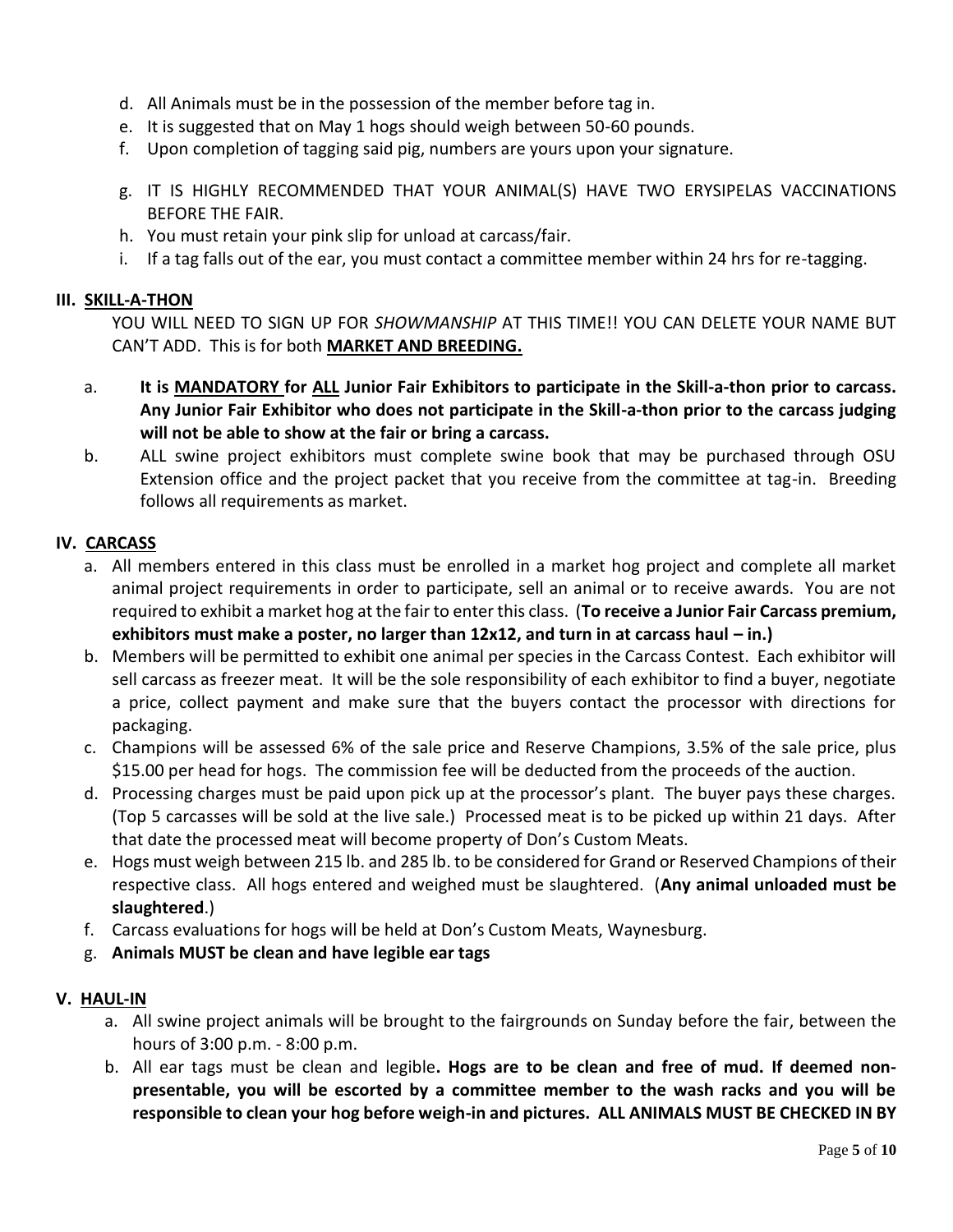d. All Animals must be in the possession of the member before tag in.
e. It is suggested that on May 1 hogs should weigh between 50-60 pounds.
f. Upon completion of tagging said pig, numbers are yours upon your signature.
g. IT IS HIGHLY RECOMMENDED THAT YOUR ANIMAL(S) HAVE TWO ERYSIPELAS VACCINATIONS BEFORE THE FAIR.
h. You must retain your pink slip for unload at carcass/fair.
i. If a tag falls out of the ear, you must contact a committee member within 24 hrs for re-tagging.

## III. SKILL-A-THON

YOU WILL NEED TO SIGN UP FOR *SHOWMANSHIP* AT THIS TIME!! YOU CAN DELETE YOUR NAME BUT CAN'T ADD. This is for both **MARKET AND BREEDING.**

a. **It is MANDATORY for ALL Junior Fair Exhibitors to participate in the Skill-a-thon prior to carcass. Any Junior Fair Exhibitor who does not participate in the Skill-a-thon prior to the carcass judging will not be able to show at the fair or bring a carcass.**
b. ALL swine project exhibitors must complete swine book that may be purchased through OSU Extension office and the project packet that you receive from the committee at tag-in. Breeding follows all requirements as market.

## IV. CARCASS

a. All members entered in this class must be enrolled in a market hog project and complete all market animal project requirements in order to participate, sell an animal or to receive awards. You are not required to exhibit a market hog at the fair to enter this class. (**To receive a Junior Fair Carcass premium, exhibitors must make a poster, no larger than 12x12, and turn in at carcass haul – in.)**
b. Members will be permitted to exhibit one animal per species in the Carcass Contest. Each exhibitor will sell carcass as freezer meat. It will be the sole responsibility of each exhibitor to find a buyer, negotiate a price, collect payment and make sure that the buyers contact the processor with directions for packaging.
c. Champions will be assessed 6% of the sale price and Reserve Champions, 3.5% of the sale price, plus $15.00 per head for hogs. The commission fee will be deducted from the proceeds of the auction.
d. Processing charges must be paid upon pick up at the processor's plant. The buyer pays these charges. (Top 5 carcasses will be sold at the live sale.) Processed meat is to be picked up within 21 days. After that date the processed meat will become property of Don's Custom Meats.
e. Hogs must weigh between 215 lb. and 285 lb. to be considered for Grand or Reserved Champions of their respective class. All hogs entered and weighed must be slaughtered. (**Any animal unloaded must be slaughtered**.)
f. Carcass evaluations for hogs will be held at Don's Custom Meats, Waynesburg.
g. **Animals MUST be clean and have legible ear tags**

## V. HAUL-IN

a. All swine project animals will be brought to the fairgrounds on Sunday before the fair, between the hours of 3:00 p.m. - 8:00 p.m.
b. All ear tags must be clean and legible**. Hogs are to be clean and free of mud. If deemed non-presentable, you will be escorted by a committee member to the wash racks and you will be responsible to clean your hog before weigh-in and pictures. ALL ANIMALS MUST BE CHECKED IN BY**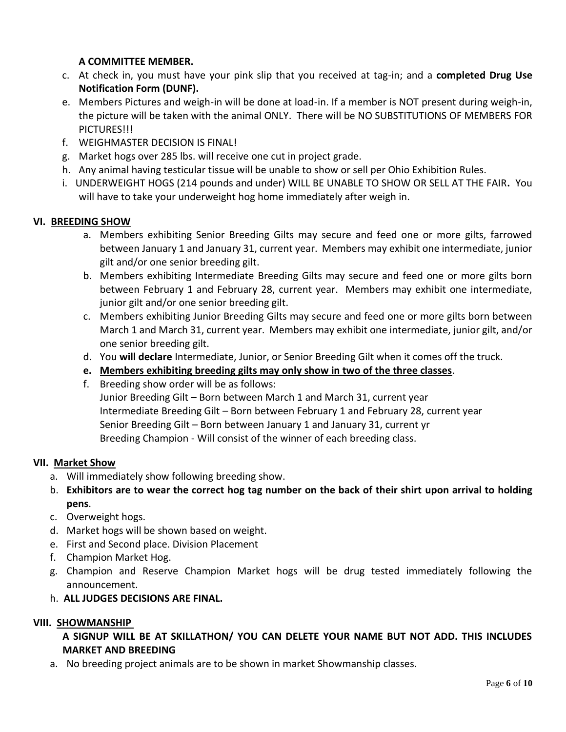**A COMMITTEE MEMBER.**

c. At check in, you must have your pink slip that you received at tag-in; and a **completed Drug Use Notification Form (DUNF).**

e. Members Pictures and weigh-in will be done at load-in. If a member is NOT present during weigh-in, the picture will be taken with the animal ONLY. There will be NO SUBSTITUTIONS OF MEMBERS FOR PICTURES!!!

f. WEIGHMASTER DECISION IS FINAL!

g. Market hogs over 285 lbs. will receive one cut in project grade.

h. Any animal having testicular tissue will be unable to show or sell per Ohio Exhibition Rules.

i. UNDERWEIGHT HOGS (214 pounds and under) WILL BE UNABLE TO SHOW OR SELL AT THE FAIR**.** You will have to take your underweight hog home immediately after weigh in.

## VI. BREEDING SHOW

a. Members exhibiting Senior Breeding Gilts may secure and feed one or more gilts, farrowed between January 1 and January 31, current year. Members may exhibit one intermediate, junior gilt and/or one senior breeding gilt.

b. Members exhibiting Intermediate Breeding Gilts may secure and feed one or more gilts born between February 1 and February 28, current year. Members may exhibit one intermediate, junior gilt and/or one senior breeding gilt.

c. Members exhibiting Junior Breeding Gilts may secure and feed one or more gilts born between March 1 and March 31, current year. Members may exhibit one intermediate, junior gilt, and/or one senior breeding gilt.

d. You **will declare** Intermediate, Junior, or Senior Breeding Gilt when it comes off the truck.

e. **Members exhibiting breeding gilts may only show in two of the three classes**.

f. Breeding show order will be as follows:
Junior Breeding Gilt – Born between March 1 and March 31, current year
Intermediate Breeding Gilt – Born between February 1 and February 28, current year
Senior Breeding Gilt – Born between January 1 and January 31, current yr
Breeding Champion - Will consist of the winner of each breeding class.

## VII. Market Show

a. Will immediately show following breeding show.

b. **Exhibitors are to wear the correct hog tag number on the back of their shirt upon arrival to holding pens**.

c. Overweight hogs.

d. Market hogs will be shown based on weight.

e. First and Second place. Division Placement

f. Champion Market Hog.

g. Champion and Reserve Champion Market hogs will be drug tested immediately following the announcement.

h. **ALL JUDGES DECISIONS ARE FINAL.**

## VIII. SHOWMANSHIP

**A SIGNUP WILL BE AT SKILLATHON/ YOU CAN DELETE YOUR NAME BUT NOT ADD. THIS INCLUDES MARKET AND BREEDING**

a. No breeding project animals are to be shown in market Showmanship classes.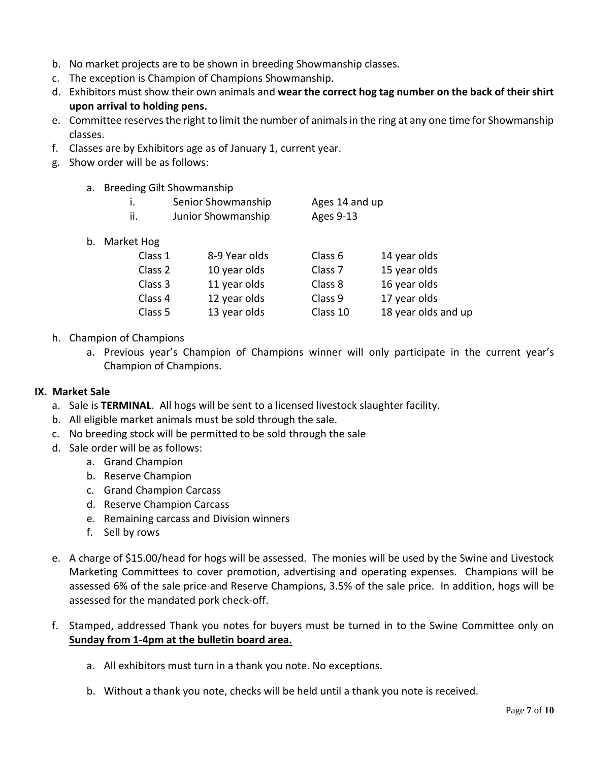b. No market projects are to be shown in breeding Showmanship classes.
c. The exception is Champion of Champions Showmanship.
d. Exhibitors must show their own animals and **wear the correct hog tag number on the back of their shirt upon arrival to holding pens.**
e. Committee reserves the right to limit the number of animals in the ring at any one time for Showmanship classes.
f. Classes are by Exhibitors age as of January 1, current year.
g. Show order will be as follows:

    a. Breeding Gilt Showmanship

    | | | |
    |---|---|---|
    | i. | Senior Showmanship | Ages 14 and up |
    | ii. | Junior Showmanship | Ages 9-13 |

    b. Market Hog

    | | | | |
    |---|---|---|---|
    | Class 1 | 8-9 Year olds | Class 6 | 14 year olds |
    | Class 2 | 10 year olds | Class 7 | 15 year olds |
    | Class 3 | 11 year olds | Class 8 | 16 year olds |
    | Class 4 | 12 year olds | Class 9 | 17 year olds |
    | Class 5 | 13 year olds | Class 10 | 18 year olds and up |

h. Champion of Champions
    a. Previous year's Champion of Champions winner will only participate in the current year's Champion of Champions.

## IX. Market Sale

a. Sale is **TERMINAL**. All hogs will be sent to a licensed livestock slaughter facility.
b. All eligible market animals must be sold through the sale.
c. No breeding stock will be permitted to be sold through the sale
d. Sale order will be as follows:
    a. Grand Champion
    b. Reserve Champion
    c. Grand Champion Carcass
    d. Reserve Champion Carcass
    e. Remaining carcass and Division winners
    f. Sell by rows

e. A charge of $15.00/head for hogs will be assessed. The monies will be used by the Swine and Livestock Marketing Committees to cover promotion, advertising and operating expenses. Champions will be assessed 6% of the sale price and Reserve Champions, 3.5% of the sale price. In addition, hogs will be assessed for the mandated pork check-off.

f. Stamped, addressed Thank you notes for buyers must be turned in to the Swine Committee only on **<u>Sunday from 1-4pm at the bulletin board area.</u>**

    a. All exhibitors must turn in a thank you note. No exceptions.

    b. Without a thank you note, checks will be held until a thank you note is received.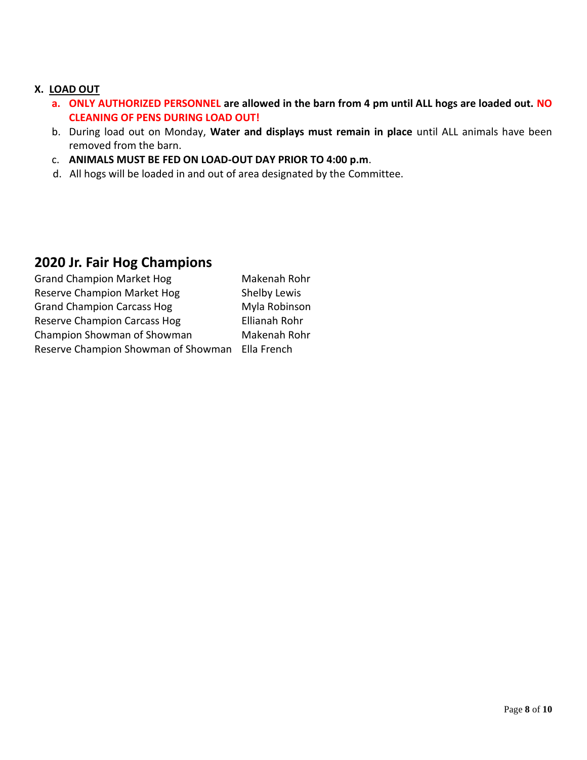## X. LOAD OUT

a. **ONLY AUTHORIZED PERSONNEL are allowed in the barn from 4 pm until ALL hogs are loaded out. NO CLEANING OF PENS DURING LOAD OUT!**

b. During load out on Monday, **Water and displays must remain in place** until ALL animals have been removed from the barn.

c. **ANIMALS MUST BE FED ON LOAD-OUT DAY PRIOR TO 4:00 p.m**.

d. All hogs will be loaded in and out of area designated by the Committee.

## 2020 Jr. Fair Hog Champions

| | |
|---|---|
| Grand Champion Market Hog | Makenah Rohr |
| Reserve Champion Market Hog | Shelby Lewis |
| Grand Champion Carcass Hog | Myla Robinson |
| Reserve Champion Carcass Hog | Ellianah Rohr |
| Champion Showman of Showman | Makenah Rohr |
| Reserve Champion Showman of Showman | Ella French |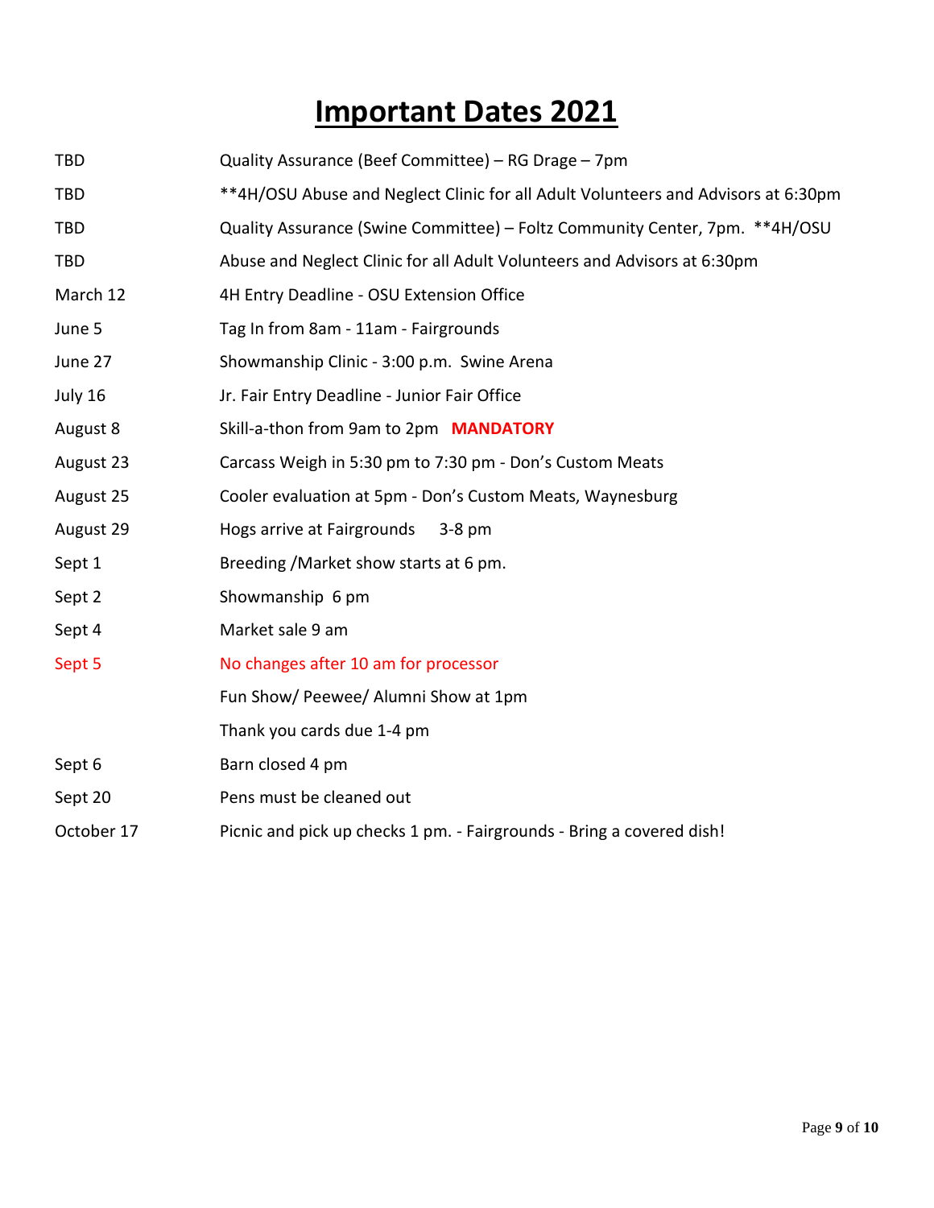# Important Dates 2021

| | |
|---|---|
| TBD | Quality Assurance (Beef Committee) – RG Drage – 7pm |
| TBD | **4H/OSU Abuse and Neglect Clinic for all Adult Volunteers and Advisors at 6:30pm |
| TBD | Quality Assurance (Swine Committee) – Foltz Community Center, 7pm. **4H/OSU |
| TBD | Abuse and Neglect Clinic for all Adult Volunteers and Advisors at 6:30pm |
| March 12 | 4H Entry Deadline - OSU Extension Office |
| June 5 | Tag In from 8am - 11am - Fairgrounds |
| June 27 | Showmanship Clinic - 3:00 p.m. Swine Arena |
| July 16 | Jr. Fair Entry Deadline - Junior Fair Office |
| August 8 | Skill-a-thon from 9am to 2pm **MANDATORY** |
| August 23 | Carcass Weigh in 5:30 pm to 7:30 pm - Don's Custom Meats |
| August 25 | Cooler evaluation at 5pm - Don's Custom Meats, Waynesburg |
| August 29 | Hogs arrive at Fairgrounds 3-8 pm |
| Sept 1 | Breeding /Market show starts at 6 pm. |
| Sept 2 | Showmanship 6 pm |
| Sept 4 | Market sale 9 am |
| Sept 5 | No changes after 10 am for processor |
| | Fun Show/ Peewee/ Alumni Show at 1pm |
| | Thank you cards due 1-4 pm |
| Sept 6 | Barn closed 4 pm |
| Sept 20 | Pens must be cleaned out |
| October 17 | Picnic and pick up checks 1 pm. - Fairgrounds - Bring a covered dish! |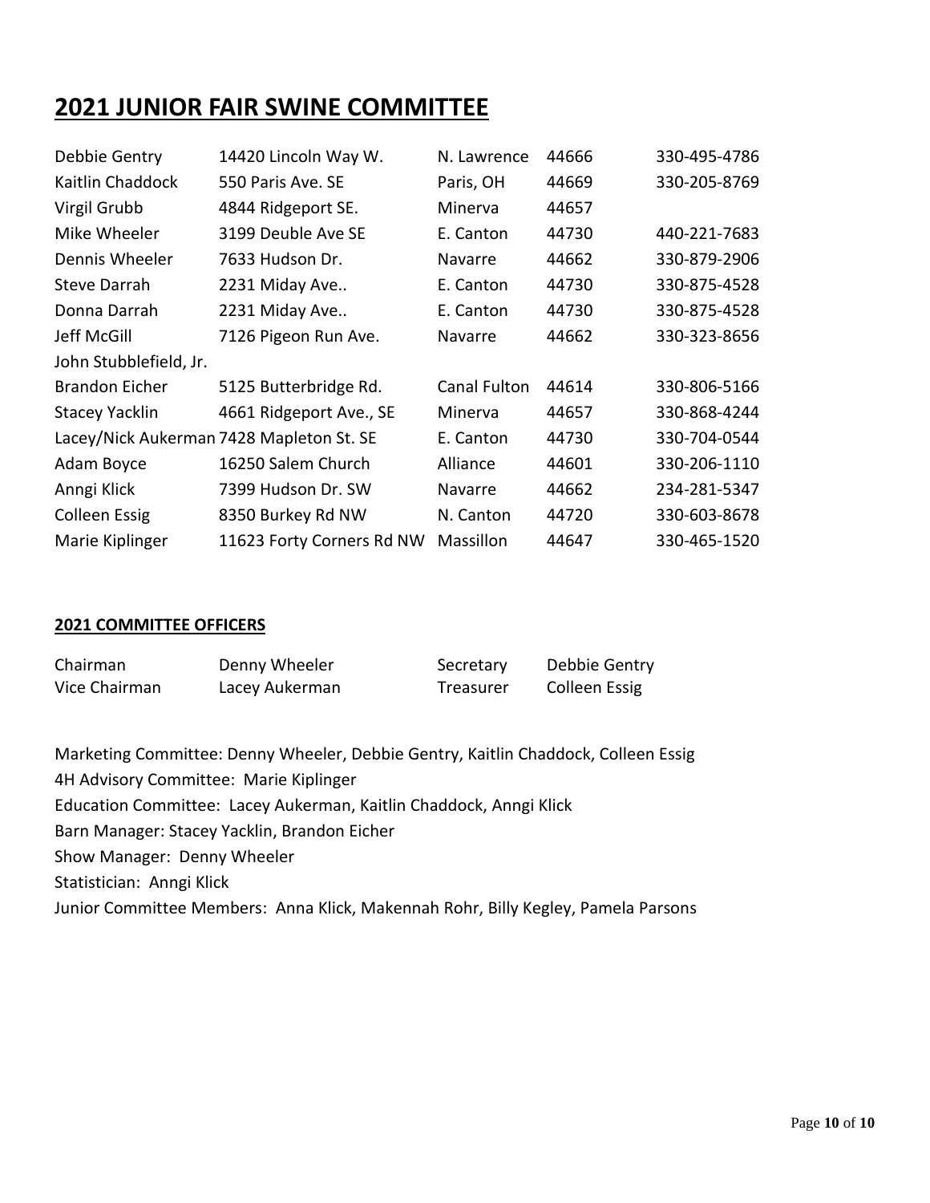# 2021 JUNIOR FAIR SWINE COMMITTEE

| | | | | |
|---|---|---|---|---|
| Debbie Gentry | 14420 Lincoln Way W. | N. Lawrence | 44666 | 330-495-4786 |
| Kaitlin Chaddock | 550 Paris Ave. SE | Paris, OH | 44669 | 330-205-8769 |
| Virgil Grubb | 4844 Ridgeport SE. | Minerva | 44657 | |
| Mike Wheeler | 3199 Deuble Ave SE | E. Canton | 44730 | 440-221-7683 |
| Dennis Wheeler | 7633 Hudson Dr. | Navarre | 44662 | 330-879-2906 |
| Steve Darrah | 2231 Miday Ave.. | E. Canton | 44730 | 330-875-4528 |
| Donna Darrah | 2231 Miday Ave.. | E. Canton | 44730 | 330-875-4528 |
| Jeff McGill | 7126 Pigeon Run Ave. | Navarre | 44662 | 330-323-8656 |
| John Stubblefield, Jr. | | | | |
| Brandon Eicher | 5125 Butterbridge Rd. | Canal Fulton | 44614 | 330-806-5166 |
| Stacey Yacklin | 4661 Ridgeport Ave., SE | Minerva | 44657 | 330-868-4244 |
| Lacey/Nick Aukerman | 7428 Mapleton St. SE | E. Canton | 44730 | 330-704-0544 |
| Adam Boyce | 16250 Salem Church | Alliance | 44601 | 330-206-1110 |
| Anngi Klick | 7399 Hudson Dr. SW | Navarre | 44662 | 234-281-5347 |
| Colleen Essig | 8350 Burkey Rd NW | N. Canton | 44720 | 330-603-8678 |
| Marie Kiplinger | 11623 Forty Corners Rd NW | Massillon | 44647 | 330-465-1520 |

**2021 COMMITTEE OFFICERS**

| | | | |
|---|---|---|---|
| Chairman | Denny Wheeler | Secretary | Debbie Gentry |
| Vice Chairman | Lacey Aukerman | Treasurer | Colleen Essig |

Marketing Committee: Denny Wheeler, Debbie Gentry, Kaitlin Chaddock, Colleen Essig
4H Advisory Committee: Marie Kiplinger
Education Committee: Lacey Aukerman, Kaitlin Chaddock, Anngi Klick
Barn Manager: Stacey Yacklin, Brandon Eicher
Show Manager: Denny Wheeler
Statistician: Anngi Klick
Junior Committee Members: Anna Klick, Makennah Rohr, Billy Kegley, Pamela Parsons